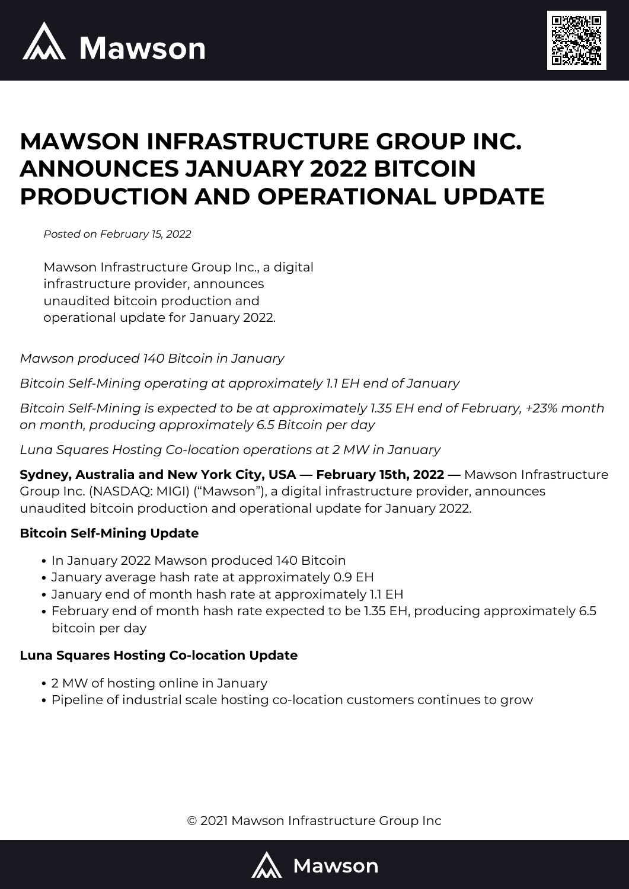# MAWSON INFRASTRUCTURE GROUP INC. ANNOUNCES JANUARY 2022 BITCOIN PRODUCTION AND OPERATIONAL UPDATE

*Posted on February 15, 2022*

Mawson Infrastructure Group Inc., a digital infrastructure provider, announces unaudited bitcoin production and operational update for January 2022.

*Mawson produced 140 Bitcoin in January*

*Bitcoin Self-Mining operating at approximately 1.1 EH end of January*

*Bitcoin Self-Mining is expected to be at approximately 1.35 EH end of February, +23% month on month, producing approximately 6.5 Bitcoin per day*

*Luna Squares Hosting Co-location operations at 2 MW in January*

**Sydney, Australia and New York City, USA — February 15th, 2022 —** Mawson Infrastructure Group Inc. (NASDAQ: MIGI) ("Mawson"), a digital infrastructure provider, announces unaudited bitcoin production and operational update for January 2022.

**Bitcoin Self-Mining Update**

- In January 2022 Mawson produced 140 Bitcoin
- January average hash rate at approximately 0.9 EH
- January end of month hash rate at approximately 1.1 EH
- February end of month hash rate expected to be 1.35 EH, producing approximately 6.5 bitcoin per day

**Luna Squares Hosting Co-location Update**

- 2 MW of hosting online in January
- Pipeline of industrial scale hosting co-location customers continues to grow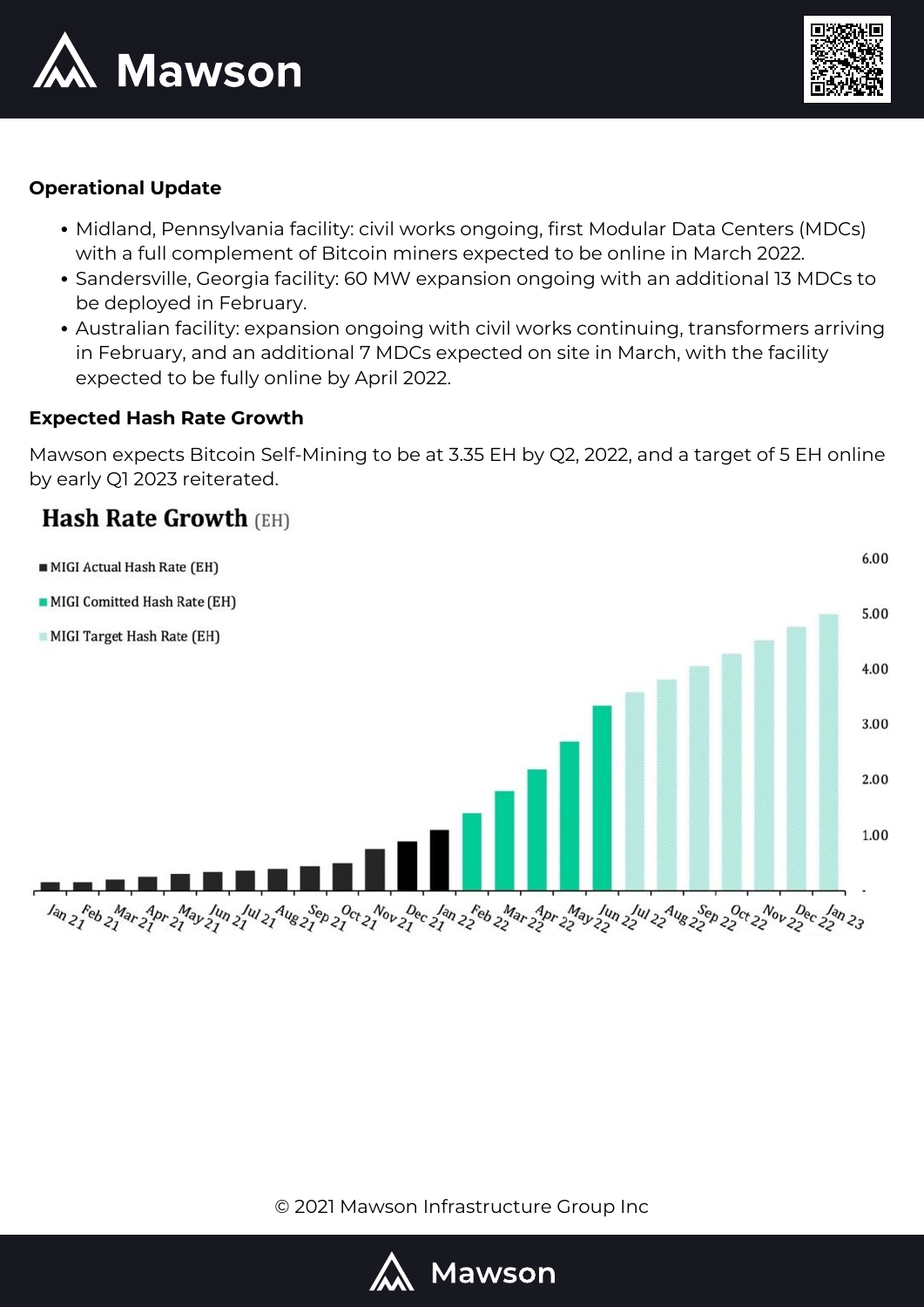**Operational Update**

- Midland, Pennsylvania facility: civil works ongoing, first Modular Data Centers (MDCs) with a full complement of Bitcoin miners expected to be online in March 2022.
- Sandersville, Georgia facility: 60 MW expansion ongoing with an additional 13 MDCs to be deployed in February.
- Australian facility: expansion ongoing with civil works continuing, transformers arriving in February, and an additional 7 MDCs expected on site in March, with the facility expected to be fully online by April 2022.

**Expected Hash Rate Growth**

Mawson expects Bitcoin Self-Mining to be at 3.35 EH by Q2, 2022, and a target of 5 EH online by early Q1 2023 reiterated.

**Hash Rate Growth** (EH)

- MIGI Actual Hash Rate (EH)
- MIGI Comitted Hash Rate (EH)
- MIGI Target Hash Rate (EH)

Months: Jan 21, Feb 21, Mar 21, Apr 21, May 21, Jun 21, Jul 21, Aug 21, Sep 21, Oct 21, Nov 21, Dec 21, Jan 22, Feb 22, Mar 22, Apr 22, May 22, Jun 22, Jul 22, Aug 22, Sep 22, Oct 22, Nov 22, Dec 22, Jan 23

Axis: -, 1.00, 2.00, 3.00, 4.00, 5.00, 6.00

© 2021 Mawson Infrastructure Group Inc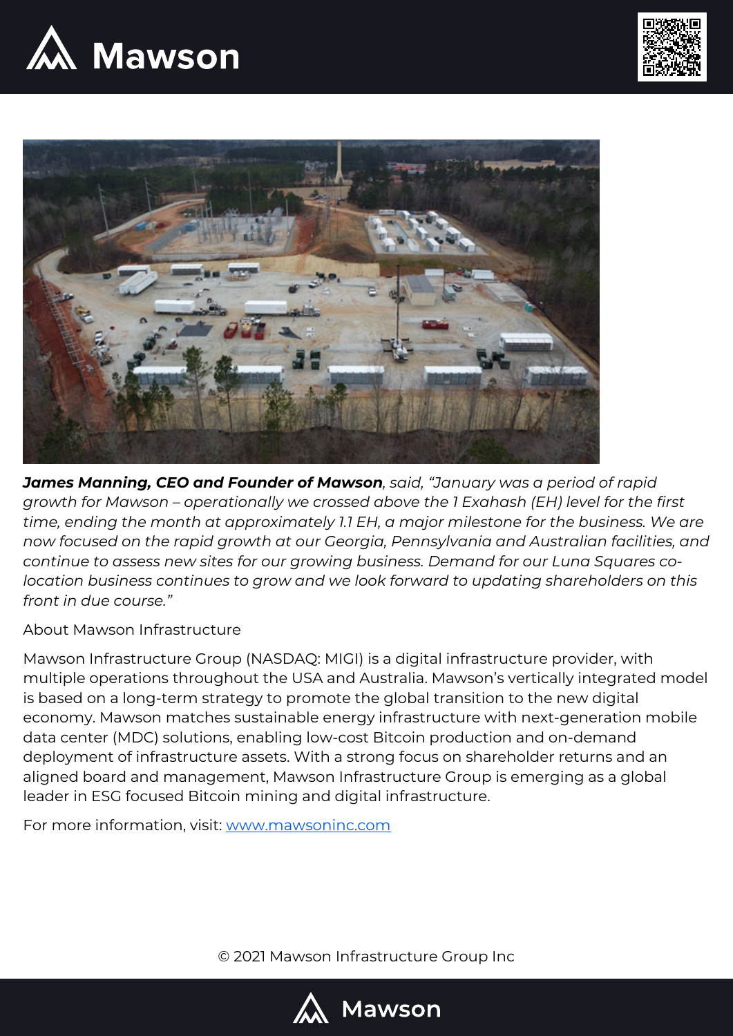***James Manning, CEO and Founder of Mawson**, said, "January was a period of rapid growth for Mawson – operationally we crossed above the 1 Exahash (EH) level for the first time, ending the month at approximately 1.1 EH, a major milestone for the business. We are now focused on the rapid growth at our Georgia, Pennsylvania and Australian facilities, and continue to assess new sites for our growing business. Demand for our Luna Squares co-location business continues to grow and we look forward to updating shareholders on this front in due course."*

About Mawson Infrastructure

Mawson Infrastructure Group (NASDAQ: MIGI) is a digital infrastructure provider, with multiple operations throughout the USA and Australia. Mawson's vertically integrated model is based on a long-term strategy to promote the global transition to the new digital economy. Mawson matches sustainable energy infrastructure with next-generation mobile data center (MDC) solutions, enabling low-cost Bitcoin production and on-demand deployment of infrastructure assets. With a strong focus on shareholder returns and an aligned board and management, Mawson Infrastructure Group is emerging as a global leader in ESG focused Bitcoin mining and digital infrastructure.

For more information, visit: [www.mawsoninc.com](http://www.mawsoninc.com)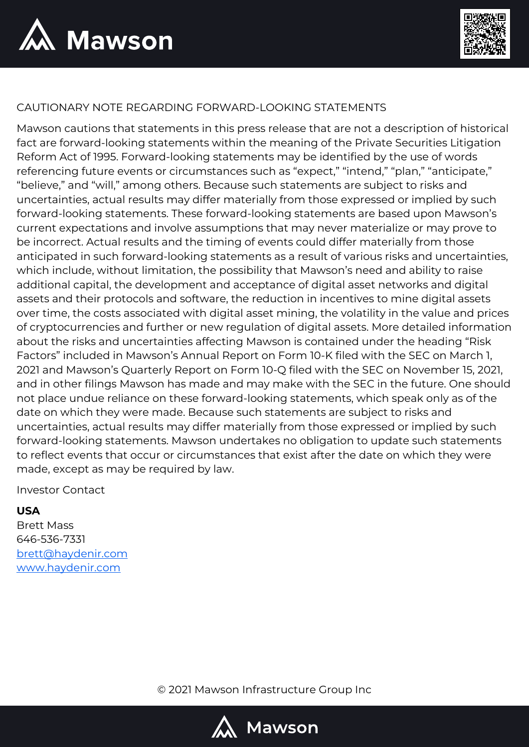CAUTIONARY NOTE REGARDING FORWARD-LOOKING STATEMENTS

Mawson cautions that statements in this press release that are not a description of historical fact are forward-looking statements within the meaning of the Private Securities Litigation Reform Act of 1995. Forward-looking statements may be identified by the use of words referencing future events or circumstances such as “expect,” “intend,” “plan,” “anticipate,” “believe,” and “will,” among others. Because such statements are subject to risks and uncertainties, actual results may differ materially from those expressed or implied by such forward-looking statements. These forward-looking statements are based upon Mawson’s current expectations and involve assumptions that may never materialize or may prove to be incorrect. Actual results and the timing of events could differ materially from those anticipated in such forward-looking statements as a result of various risks and uncertainties, which include, without limitation, the possibility that Mawson’s need and ability to raise additional capital, the development and acceptance of digital asset networks and digital assets and their protocols and software, the reduction in incentives to mine digital assets over time, the costs associated with digital asset mining, the volatility in the value and prices of cryptocurrencies and further or new regulation of digital assets. More detailed information about the risks and uncertainties affecting Mawson is contained under the heading “Risk Factors” included in Mawson’s Annual Report on Form 10-K filed with the SEC on March 1, 2021 and Mawson’s Quarterly Report on Form 10-Q filed with the SEC on November 15, 2021, and in other filings Mawson has made and may make with the SEC in the future. One should not place undue reliance on these forward-looking statements, which speak only as of the date on which they were made. Because such statements are subject to risks and uncertainties, actual results may differ materially from those expressed or implied by such forward-looking statements. Mawson undertakes no obligation to update such statements to reflect events that occur or circumstances that exist after the date on which they were made, except as may be required by law.

Investor Contact

**USA**
Brett Mass
646-536-7331
brett@haydenir.com
www.haydenir.com

© 2021 Mawson Infrastructure Group Inc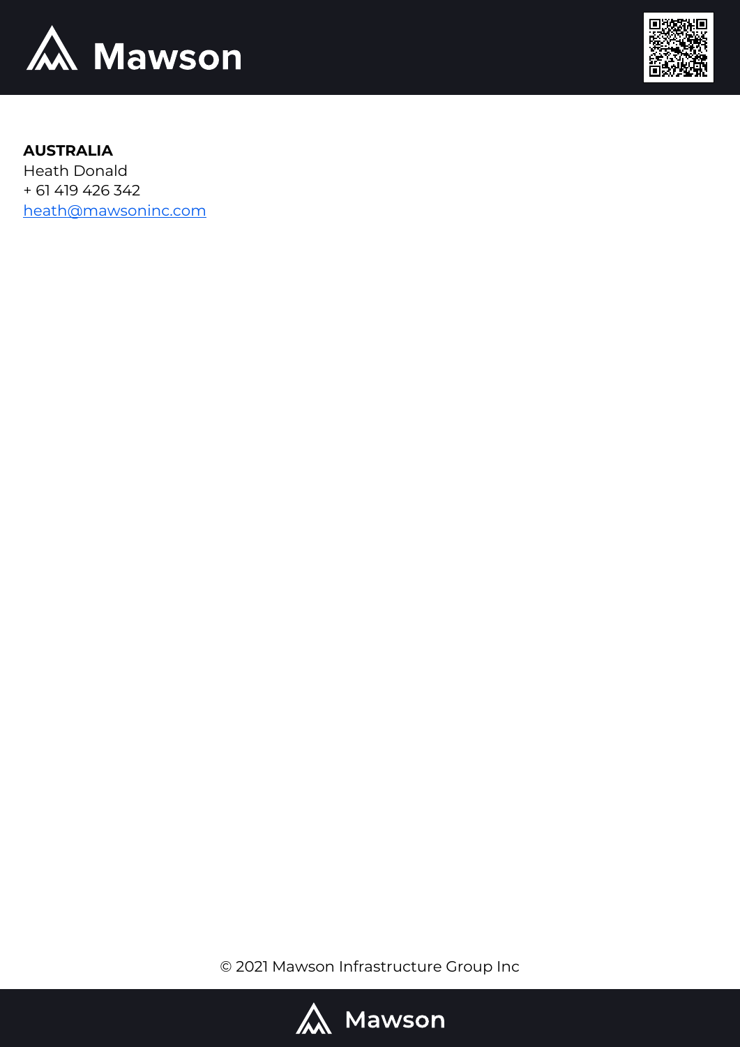**AUSTRALIA**
Heath Donald
+ 61 419 426 342
heath@mawsoninc.com

© 2021 Mawson Infrastructure Group Inc